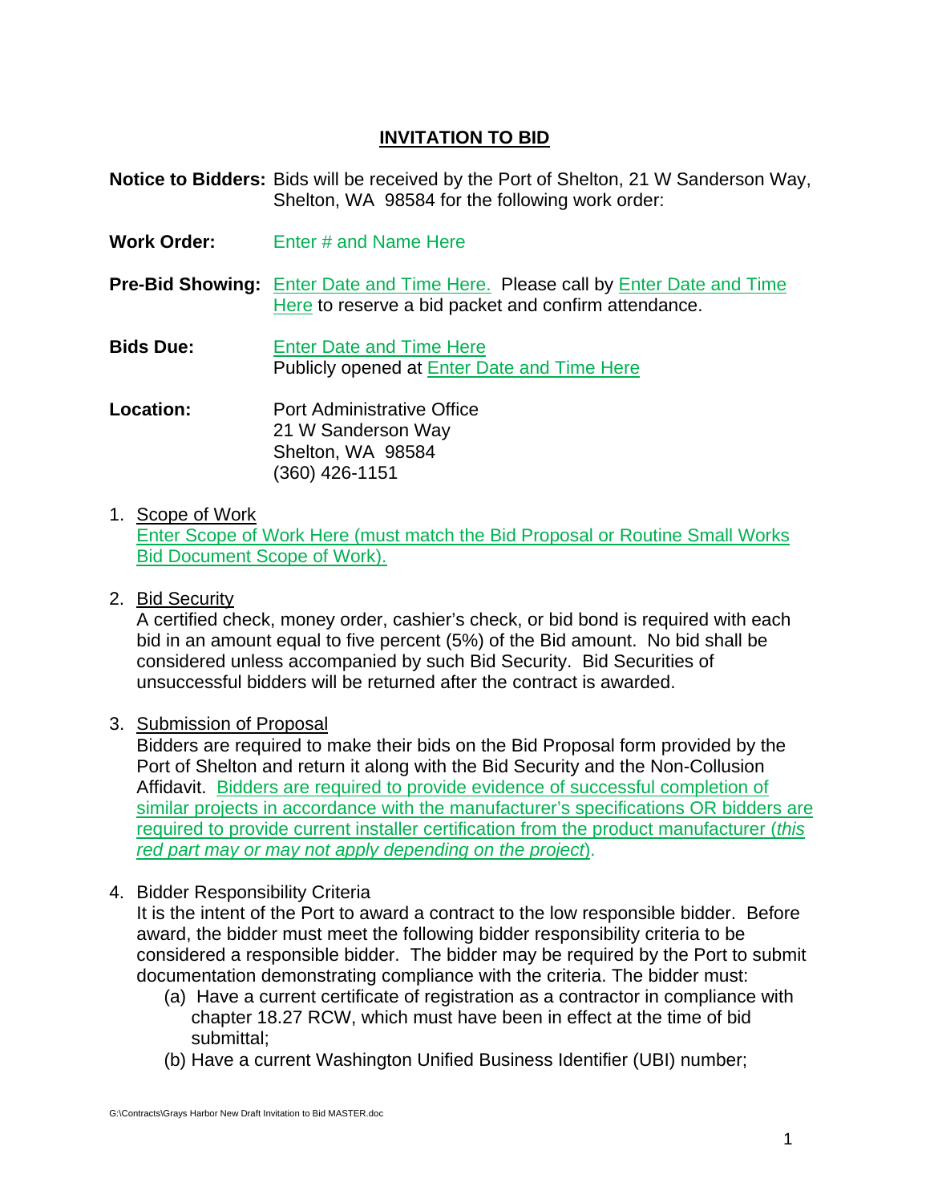# INVITATION TO BID

**Notice to Bidders:** Bids will be received by the Port of Shelton, 21 W Sanderson Way, Shelton, WA 98584 for the following work order:

**Work Order:** Enter # and Name Here

**Pre-Bid Showing:** Enter Date and Time Here. Please call by Enter Date and Time Here to reserve a bid packet and confirm attendance.

**Bids Due:** Enter Date and Time Here
Publicly opened at Enter Date and Time Here

**Location:** Port Administrative Office
21 W Sanderson Way
Shelton, WA 98584
(360) 426-1151

1. Scope of Work
   Enter Scope of Work Here (must match the Bid Proposal or Routine Small Works Bid Document Scope of Work).

2. Bid Security
   A certified check, money order, cashier's check, or bid bond is required with each bid in an amount equal to five percent (5%) of the Bid amount. No bid shall be considered unless accompanied by such Bid Security. Bid Securities of unsuccessful bidders will be returned after the contract is awarded.

3. Submission of Proposal
   Bidders are required to make their bids on the Bid Proposal form provided by the Port of Shelton and return it along with the Bid Security and the Non-Collusion Affidavit. Bidders are required to provide evidence of successful completion of similar projects in accordance with the manufacturer's specifications OR bidders are required to provide current installer certification from the product manufacturer (*this red part may or may not apply depending on the project*).

4. Bidder Responsibility Criteria
   It is the intent of the Port to award a contract to the low responsible bidder. Before award, the bidder must meet the following bidder responsibility criteria to be considered a responsible bidder. The bidder may be required by the Port to submit documentation demonstrating compliance with the criteria. The bidder must:
   (a) Have a current certificate of registration as a contractor in compliance with chapter 18.27 RCW, which must have been in effect at the time of bid submittal;
   (b) Have a current Washington Unified Business Identifier (UBI) number;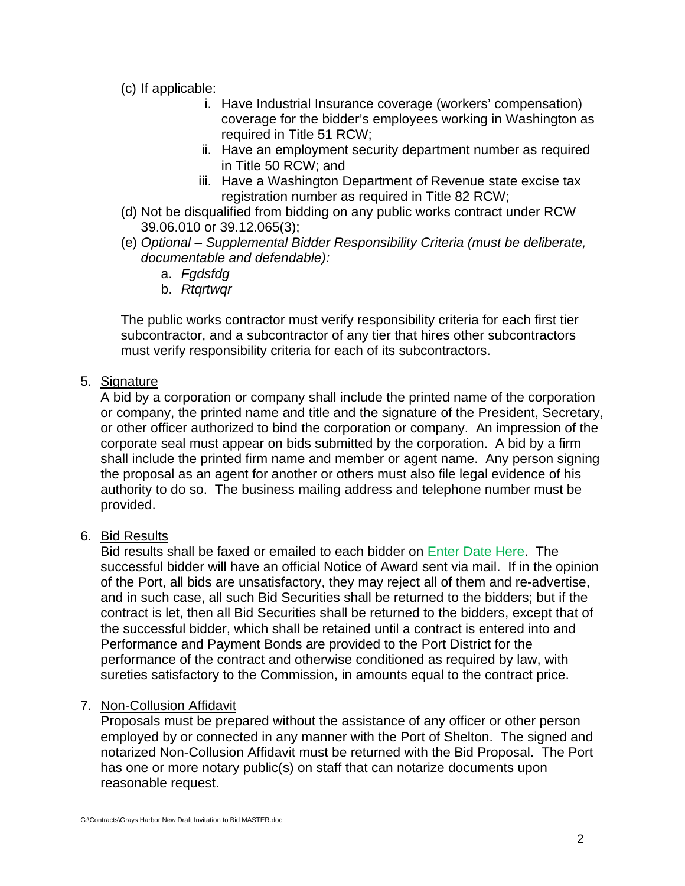(c) If applicable:

  i. Have Industrial Insurance coverage (workers' compensation) coverage for the bidder's employees working in Washington as required in Title 51 RCW;
  ii. Have an employment security department number as required in Title 50 RCW; and
  iii. Have a Washington Department of Revenue state excise tax registration number as required in Title 82 RCW;

(d) Not be disqualified from bidding on any public works contract under RCW 39.06.010 or 39.12.065(3);

(e) *Optional – Supplemental Bidder Responsibility Criteria (must be deliberate, documentable and defendable):*

  a. *Fgdsfdg*
  b. *Rtqrtwqr*

The public works contractor must verify responsibility criteria for each first tier subcontractor, and a subcontractor of any tier that hires other subcontractors must verify responsibility criteria for each of its subcontractors.

5. Signature
   A bid by a corporation or company shall include the printed name of the corporation or company, the printed name and title and the signature of the President, Secretary, or other officer authorized to bind the corporation or company. An impression of the corporate seal must appear on bids submitted by the corporation. A bid by a firm shall include the printed firm name and member or agent name. Any person signing the proposal as an agent for another or others must also file legal evidence of his authority to do so. The business mailing address and telephone number must be provided.

6. Bid Results
   Bid results shall be faxed or emailed to each bidder on Enter Date Here. The successful bidder will have an official Notice of Award sent via mail. If in the opinion of the Port, all bids are unsatisfactory, they may reject all of them and re-advertise, and in such case, all such Bid Securities shall be returned to the bidders; but if the contract is let, then all Bid Securities shall be returned to the bidders, except that of the successful bidder, which shall be retained until a contract is entered into and Performance and Payment Bonds are provided to the Port District for the performance of the contract and otherwise conditioned as required by law, with sureties satisfactory to the Commission, in amounts equal to the contract price.

7. Non-Collusion Affidavit
   Proposals must be prepared without the assistance of any officer or other person employed by or connected in any manner with the Port of Shelton. The signed and notarized Non-Collusion Affidavit must be returned with the Bid Proposal. The Port has one or more notary public(s) on staff that can notarize documents upon reasonable request.

G:\Contracts\Grays Harbor New Draft Invitation to Bid MASTER.doc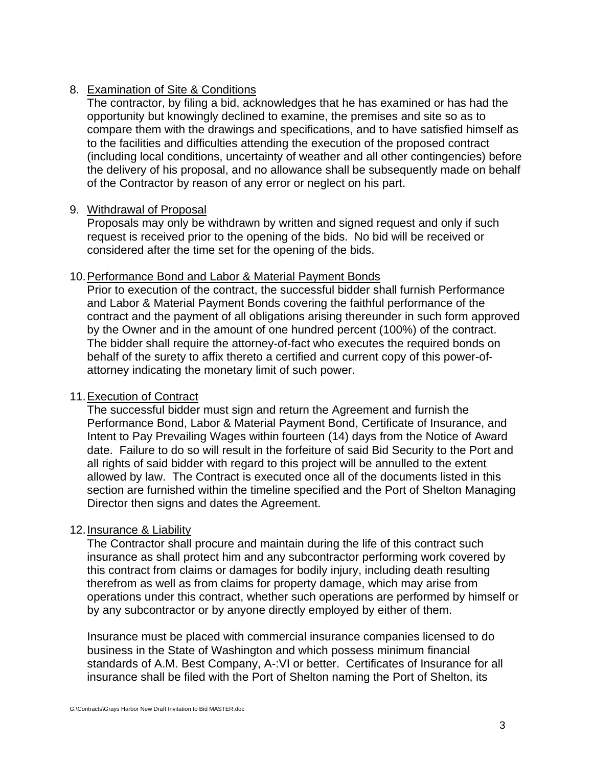8. <u>Examination of Site & Conditions</u>
   The contractor, by filing a bid, acknowledges that he has examined or has had the opportunity but knowingly declined to examine, the premises and site so as to compare them with the drawings and specifications, and to have satisfied himself as to the facilities and difficulties attending the execution of the proposed contract (including local conditions, uncertainty of weather and all other contingencies) before the delivery of his proposal, and no allowance shall be subsequently made on behalf of the Contractor by reason of any error or neglect on his part.

9. <u>Withdrawal of Proposal</u>
   Proposals may only be withdrawn by written and signed request and only if such request is received prior to the opening of the bids. No bid will be received or considered after the time set for the opening of the bids.

10. <u>Performance Bond and Labor & Material Payment Bonds</u>
    Prior to execution of the contract, the successful bidder shall furnish Performance and Labor & Material Payment Bonds covering the faithful performance of the contract and the payment of all obligations arising thereunder in such form approved by the Owner and in the amount of one hundred percent (100%) of the contract. The bidder shall require the attorney-of-fact who executes the required bonds on behalf of the surety to affix thereto a certified and current copy of this power-of-attorney indicating the monetary limit of such power.

11. <u>Execution of Contract</u>
    The successful bidder must sign and return the Agreement and furnish the Performance Bond, Labor & Material Payment Bond, Certificate of Insurance, and Intent to Pay Prevailing Wages within fourteen (14) days from the Notice of Award date. Failure to do so will result in the forfeiture of said Bid Security to the Port and all rights of said bidder with regard to this project will be annulled to the extent allowed by law. The Contract is executed once all of the documents listed in this section are furnished within the timeline specified and the Port of Shelton Managing Director then signs and dates the Agreement.

12. <u>Insurance & Liability</u>
    The Contractor shall procure and maintain during the life of this contract such insurance as shall protect him and any subcontractor performing work covered by this contract from claims or damages for bodily injury, including death resulting therefrom as well as from claims for property damage, which may arise from operations under this contract, whether such operations are performed by himself or by any subcontractor or by anyone directly employed by either of them.

    Insurance must be placed with commercial insurance companies licensed to do business in the State of Washington and which possess minimum financial standards of A.M. Best Company, A-:VI or better. Certificates of Insurance for all insurance shall be filed with the Port of Shelton naming the Port of Shelton, its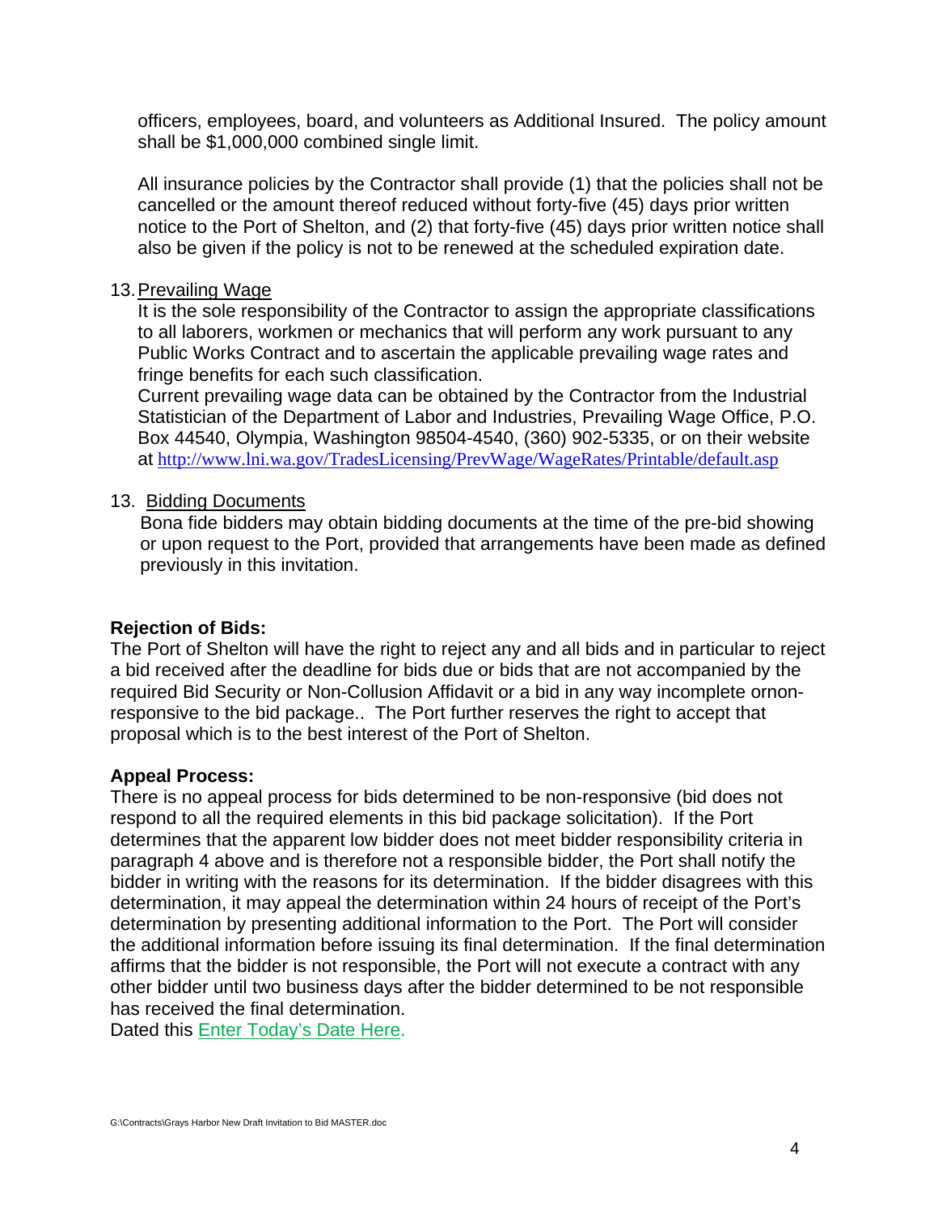officers, employees, board, and volunteers as Additional Insured. The policy amount shall be $1,000,000 combined single limit.

All insurance policies by the Contractor shall provide (1) that the policies shall not be cancelled or the amount thereof reduced without forty-five (45) days prior written notice to the Port of Shelton, and (2) that forty-five (45) days prior written notice shall also be given if the policy is not to be renewed at the scheduled expiration date.

13. Prevailing Wage

It is the sole responsibility of the Contractor to assign the appropriate classifications to all laborers, workmen or mechanics that will perform any work pursuant to any Public Works Contract and to ascertain the applicable prevailing wage rates and fringe benefits for each such classification.

Current prevailing wage data can be obtained by the Contractor from the Industrial Statistician of the Department of Labor and Industries, Prevailing Wage Office, P.O. Box 44540, Olympia, Washington 98504-4540, (360) 902-5335, or on their website at http://www.lni.wa.gov/TradesLicensing/PrevWage/WageRates/Printable/default.asp

13. Bidding Documents

Bona fide bidders may obtain bidding documents at the time of the pre-bid showing or upon request to the Port, provided that arrangements have been made as defined previously in this invitation.

**Rejection of Bids:**

The Port of Shelton will have the right to reject any and all bids and in particular to reject a bid received after the deadline for bids due or bids that are not accompanied by the required Bid Security or Non-Collusion Affidavit or a bid in any way incomplete ornon-responsive to the bid package.. The Port further reserves the right to accept that proposal which is to the best interest of the Port of Shelton.

**Appeal Process:**

There is no appeal process for bids determined to be non-responsive (bid does not respond to all the required elements in this bid package solicitation). If the Port determines that the apparent low bidder does not meet bidder responsibility criteria in paragraph 4 above and is therefore not a responsible bidder, the Port shall notify the bidder in writing with the reasons for its determination. If the bidder disagrees with this determination, it may appeal the determination within 24 hours of receipt of the Port's determination by presenting additional information to the Port. The Port will consider the additional information before issuing its final determination. If the final determination affirms that the bidder is not responsible, the Port will not execute a contract with any other bidder until two business days after the bidder determined to be not responsible has received the final determination.

Dated this Enter Today's Date Here.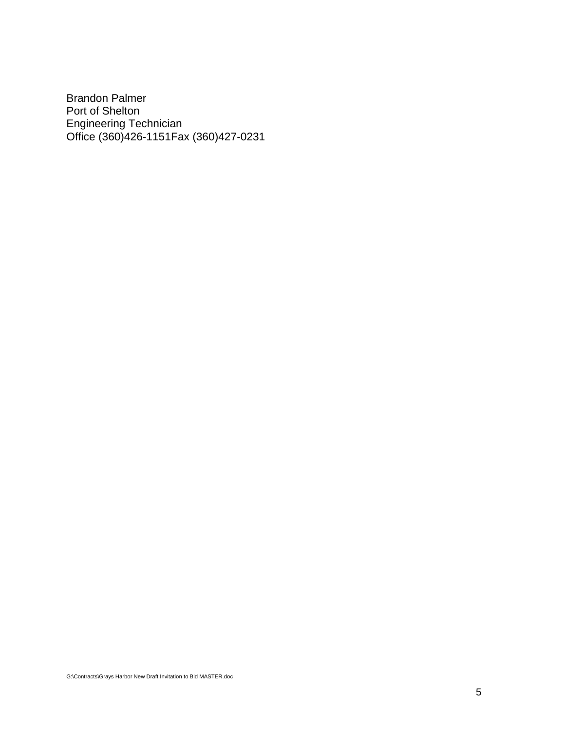Brandon Palmer
Port of Shelton
Engineering Technician
Office (360)426-1151Fax (360)427-0231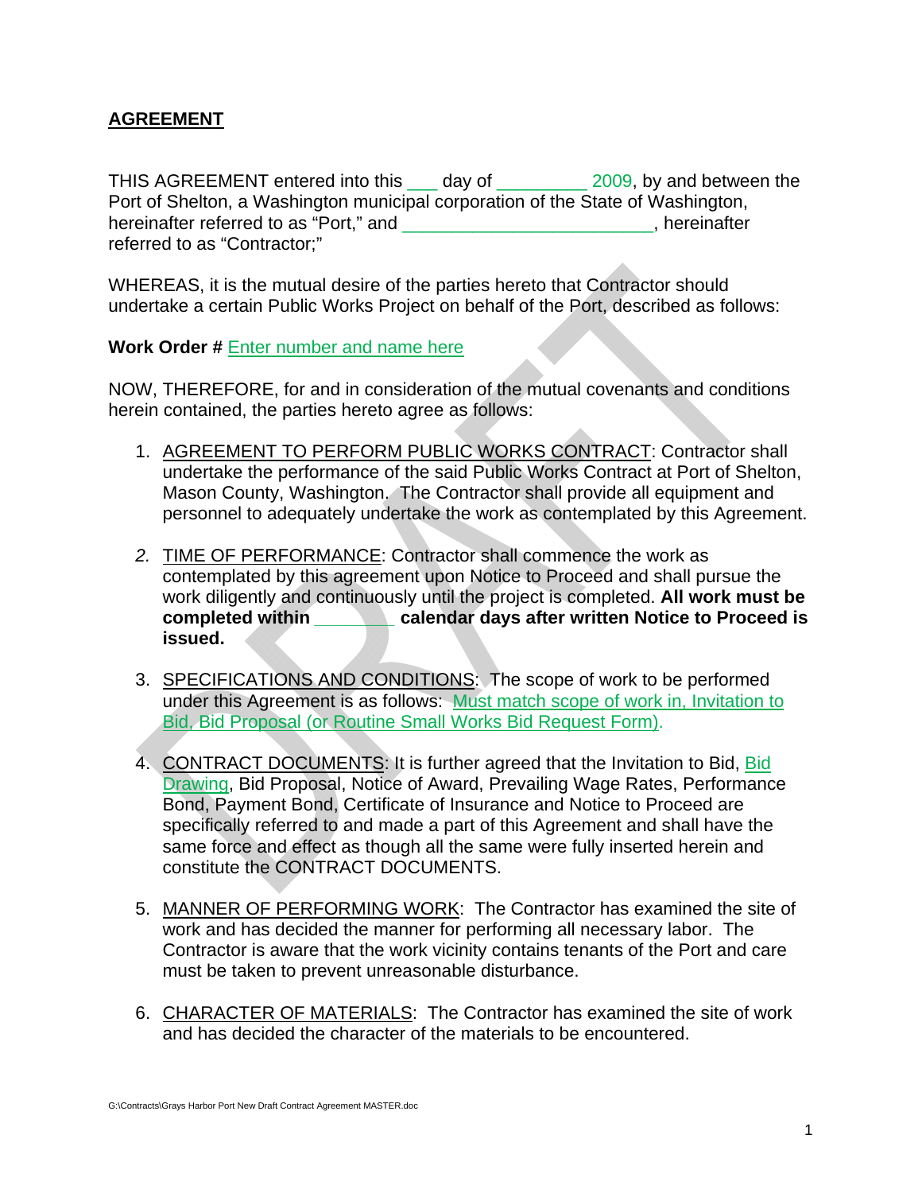## AGREEMENT

THIS AGREEMENT entered into this ___ day of _________ 2009, by and between the Port of Shelton, a Washington municipal corporation of the State of Washington, hereinafter referred to as "Port," and ________________________, hereinafter referred to as "Contractor;"

WHEREAS, it is the mutual desire of the parties hereto that Contractor should undertake a certain Public Works Project on behalf of the Port, described as follows:

**Work Order #** Enter number and name here

NOW, THEREFORE, for and in consideration of the mutual covenants and conditions herein contained, the parties hereto agree as follows:

1. AGREEMENT TO PERFORM PUBLIC WORKS CONTRACT: Contractor shall undertake the performance of the said Public Works Contract at Port of Shelton, Mason County, Washington. The Contractor shall provide all equipment and personnel to adequately undertake the work as contemplated by this Agreement.

2. TIME OF PERFORMANCE: Contractor shall commence the work as contemplated by this agreement upon Notice to Proceed and shall pursue the work diligently and continuously until the project is completed. **All work must be completed within ________ calendar days after written Notice to Proceed is issued.**

3. SPECIFICATIONS AND CONDITIONS: The scope of work to be performed under this Agreement is as follows: Must match scope of work in, Invitation to Bid, Bid Proposal (or Routine Small Works Bid Request Form).

4. CONTRACT DOCUMENTS: It is further agreed that the Invitation to Bid, Bid Drawing, Bid Proposal, Notice of Award, Prevailing Wage Rates, Performance Bond, Payment Bond, Certificate of Insurance and Notice to Proceed are specifically referred to and made a part of this Agreement and shall have the same force and effect as though all the same were fully inserted herein and constitute the CONTRACT DOCUMENTS.

5. MANNER OF PERFORMING WORK: The Contractor has examined the site of work and has decided the manner for performing all necessary labor. The Contractor is aware that the work vicinity contains tenants of the Port and care must be taken to prevent unreasonable disturbance.

6. CHARACTER OF MATERIALS: The Contractor has examined the site of work and has decided the character of the materials to be encountered.

G:\Contracts\Grays Harbor Port New Draft Contract Agreement MASTER.doc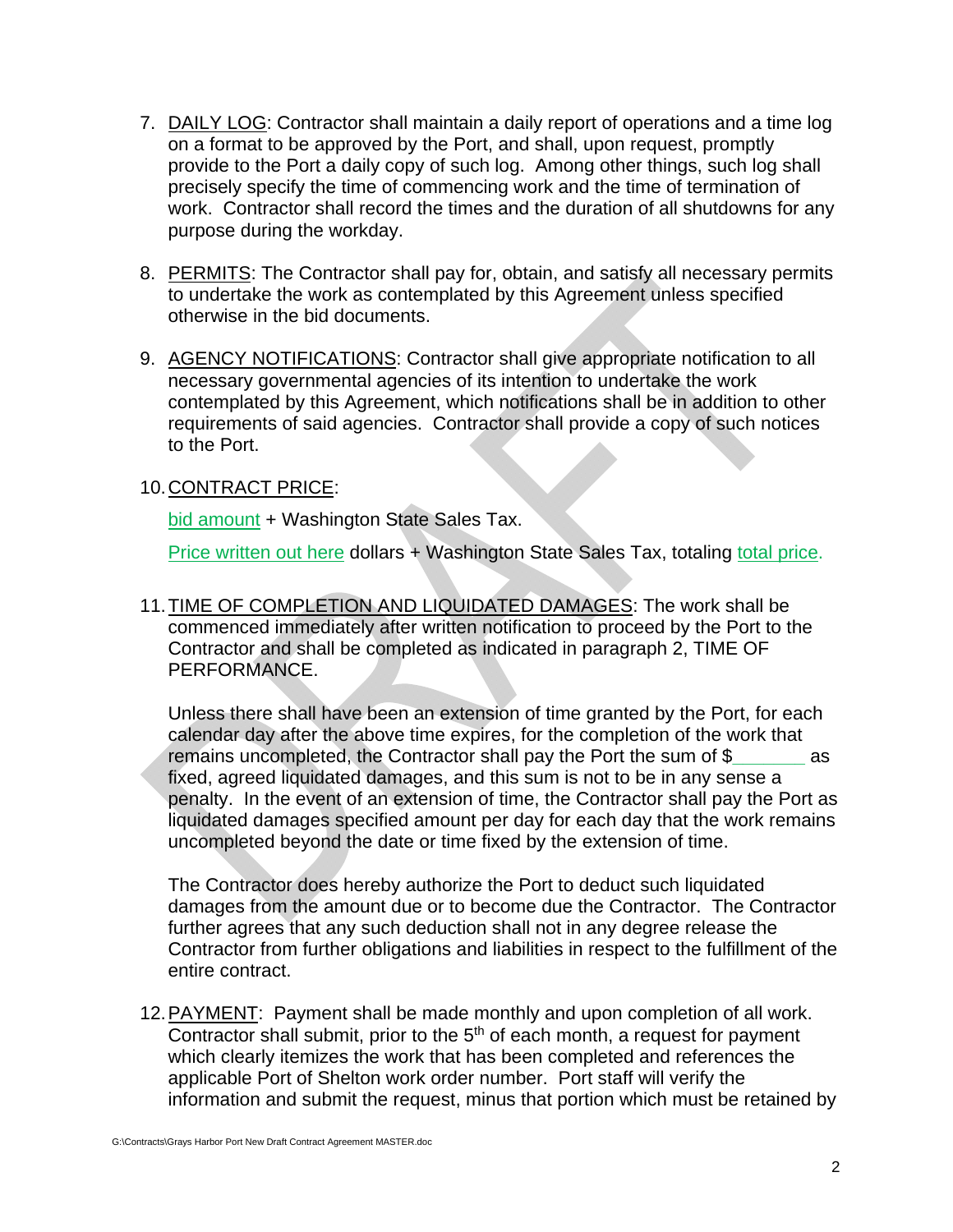7. DAILY LOG: Contractor shall maintain a daily report of operations and a time log on a format to be approved by the Port, and shall, upon request, promptly provide to the Port a daily copy of such log. Among other things, such log shall precisely specify the time of commencing work and the time of termination of work. Contractor shall record the times and the duration of all shutdowns for any purpose during the workday.

8. PERMITS: The Contractor shall pay for, obtain, and satisfy all necessary permits to undertake the work as contemplated by this Agreement unless specified otherwise in the bid documents.

9. AGENCY NOTIFICATIONS: Contractor shall give appropriate notification to all necessary governmental agencies of its intention to undertake the work contemplated by this Agreement, which notifications shall be in addition to other requirements of said agencies. Contractor shall provide a copy of such notices to the Port.

10. CONTRACT PRICE:

    bid amount + Washington State Sales Tax.

    Price written out here dollars + Washington State Sales Tax, totaling total price.

11. TIME OF COMPLETION AND LIQUIDATED DAMAGES: The work shall be commenced immediately after written notification to proceed by the Port to the Contractor and shall be completed as indicated in paragraph 2, TIME OF PERFORMANCE.

    Unless there shall have been an extension of time granted by the Port, for each calendar day after the above time expires, for the completion of the work that remains uncompleted, the Contractor shall pay the Port the sum of $_______ as fixed, agreed liquidated damages, and this sum is not to be in any sense a penalty. In the event of an extension of time, the Contractor shall pay the Port as liquidated damages specified amount per day for each day that the work remains uncompleted beyond the date or time fixed by the extension of time.

    The Contractor does hereby authorize the Port to deduct such liquidated damages from the amount due or to become due the Contractor. The Contractor further agrees that any such deduction shall not in any degree release the Contractor from further obligations and liabilities in respect to the fulfillment of the entire contract.

12. PAYMENT: Payment shall be made monthly and upon completion of all work. Contractor shall submit, prior to the 5th of each month, a request for payment which clearly itemizes the work that has been completed and references the applicable Port of Shelton work order number. Port staff will verify the information and submit the request, minus that portion which must be retained by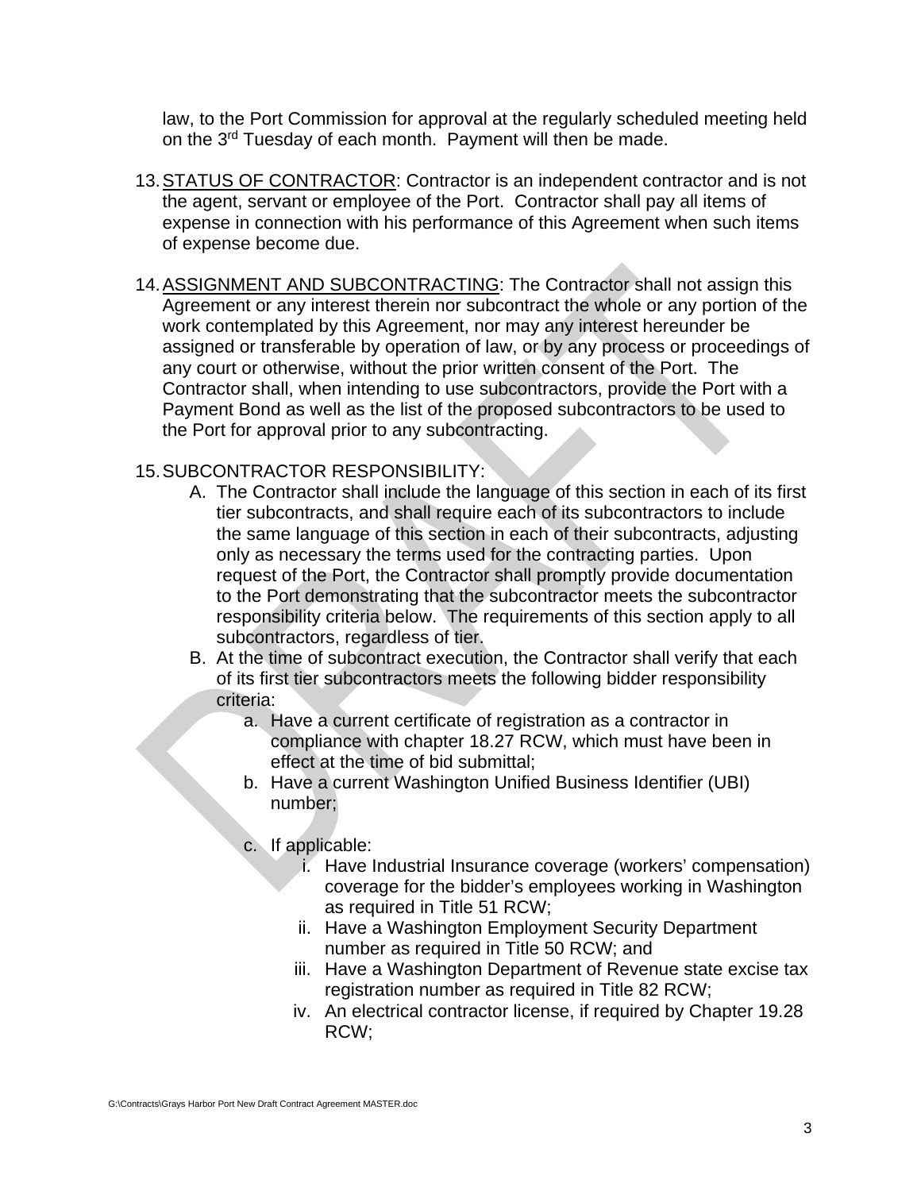law, to the Port Commission for approval at the regularly scheduled meeting held on the 3rd Tuesday of each month. Payment will then be made.

13. STATUS OF CONTRACTOR: Contractor is an independent contractor and is not the agent, servant or employee of the Port. Contractor shall pay all items of expense in connection with his performance of this Agreement when such items of expense become due.

14. ASSIGNMENT AND SUBCONTRACTING: The Contractor shall not assign this Agreement or any interest therein nor subcontract the whole or any portion of the work contemplated by this Agreement, nor may any interest hereunder be assigned or transferable by operation of law, or by any process or proceedings of any court or otherwise, without the prior written consent of the Port. The Contractor shall, when intending to use subcontractors, provide the Port with a Payment Bond as well as the list of the proposed subcontractors to be used to the Port for approval prior to any subcontracting.

15. SUBCONTRACTOR RESPONSIBILITY:
   - A. The Contractor shall include the language of this section in each of its first tier subcontracts, and shall require each of its subcontractors to include the same language of this section in each of their subcontracts, adjusting only as necessary the terms used for the contracting parties. Upon request of the Port, the Contractor shall promptly provide documentation to the Port demonstrating that the subcontractor meets the subcontractor responsibility criteria below. The requirements of this section apply to all subcontractors, regardless of tier.
   - B. At the time of subcontract execution, the Contractor shall verify that each of its first tier subcontractors meets the following bidder responsibility criteria:
     - a. Have a current certificate of registration as a contractor in compliance with chapter 18.27 RCW, which must have been in effect at the time of bid submittal;
     - b. Have a current Washington Unified Business Identifier (UBI) number;
     - c. If applicable:
       - i. Have Industrial Insurance coverage (workers' compensation) coverage for the bidder's employees working in Washington as required in Title 51 RCW;
       - ii. Have a Washington Employment Security Department number as required in Title 50 RCW; and
       - iii. Have a Washington Department of Revenue state excise tax registration number as required in Title 82 RCW;
       - iv. An electrical contractor license, if required by Chapter 19.28 RCW;

G:\Contracts\Grays Harbor Port New Draft Contract Agreement MASTER.doc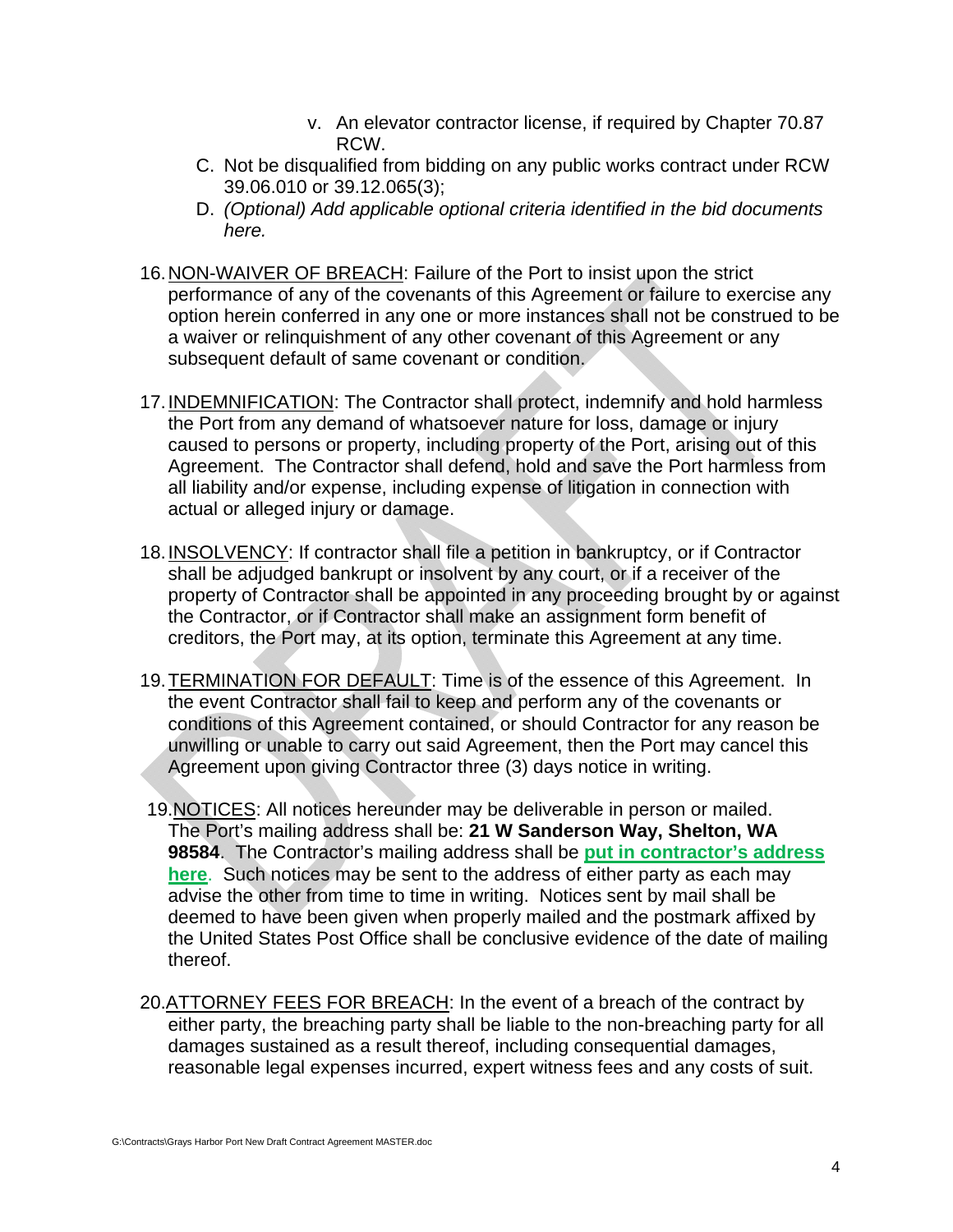v. An elevator contractor license, if required by Chapter 70.87 RCW.

C. Not be disqualified from bidding on any public works contract under RCW 39.06.010 or 39.12.065(3);

D. *(Optional) Add applicable optional criteria identified in the bid documents here.*

16. NON-WAIVER OF BREACH: Failure of the Port to insist upon the strict performance of any of the covenants of this Agreement or failure to exercise any option herein conferred in any one or more instances shall not be construed to be a waiver or relinquishment of any other covenant of this Agreement or any subsequent default of same covenant or condition.

17. INDEMNIFICATION: The Contractor shall protect, indemnify and hold harmless the Port from any demand of whatsoever nature for loss, damage or injury caused to persons or property, including property of the Port, arising out of this Agreement. The Contractor shall defend, hold and save the Port harmless from all liability and/or expense, including expense of litigation in connection with actual or alleged injury or damage.

18. INSOLVENCY: If contractor shall file a petition in bankruptcy, or if Contractor shall be adjudged bankrupt or insolvent by any court, or if a receiver of the property of Contractor shall be appointed in any proceeding brought by or against the Contractor, or if Contractor shall make an assignment form benefit of creditors, the Port may, at its option, terminate this Agreement at any time.

19. TERMINATION FOR DEFAULT: Time is of the essence of this Agreement. In the event Contractor shall fail to keep and perform any of the covenants or conditions of this Agreement contained, or should Contractor for any reason be unwilling or unable to carry out said Agreement, then the Port may cancel this Agreement upon giving Contractor three (3) days notice in writing.

19. NOTICES: All notices hereunder may be deliverable in person or mailed. The Port's mailing address shall be: **21 W Sanderson Way, Shelton, WA 98584**. The Contractor's mailing address shall be **put in contractor's address here**. Such notices may be sent to the address of either party as each may advise the other from time to time in writing. Notices sent by mail shall be deemed to have been given when properly mailed and the postmark affixed by the United States Post Office shall be conclusive evidence of the date of mailing thereof.

20. ATTORNEY FEES FOR BREACH: In the event of a breach of the contract by either party, the breaching party shall be liable to the non-breaching party for all damages sustained as a result thereof, including consequential damages, reasonable legal expenses incurred, expert witness fees and any costs of suit.

G:\Contracts\Grays Harbor Port New Draft Contract Agreement MASTER.doc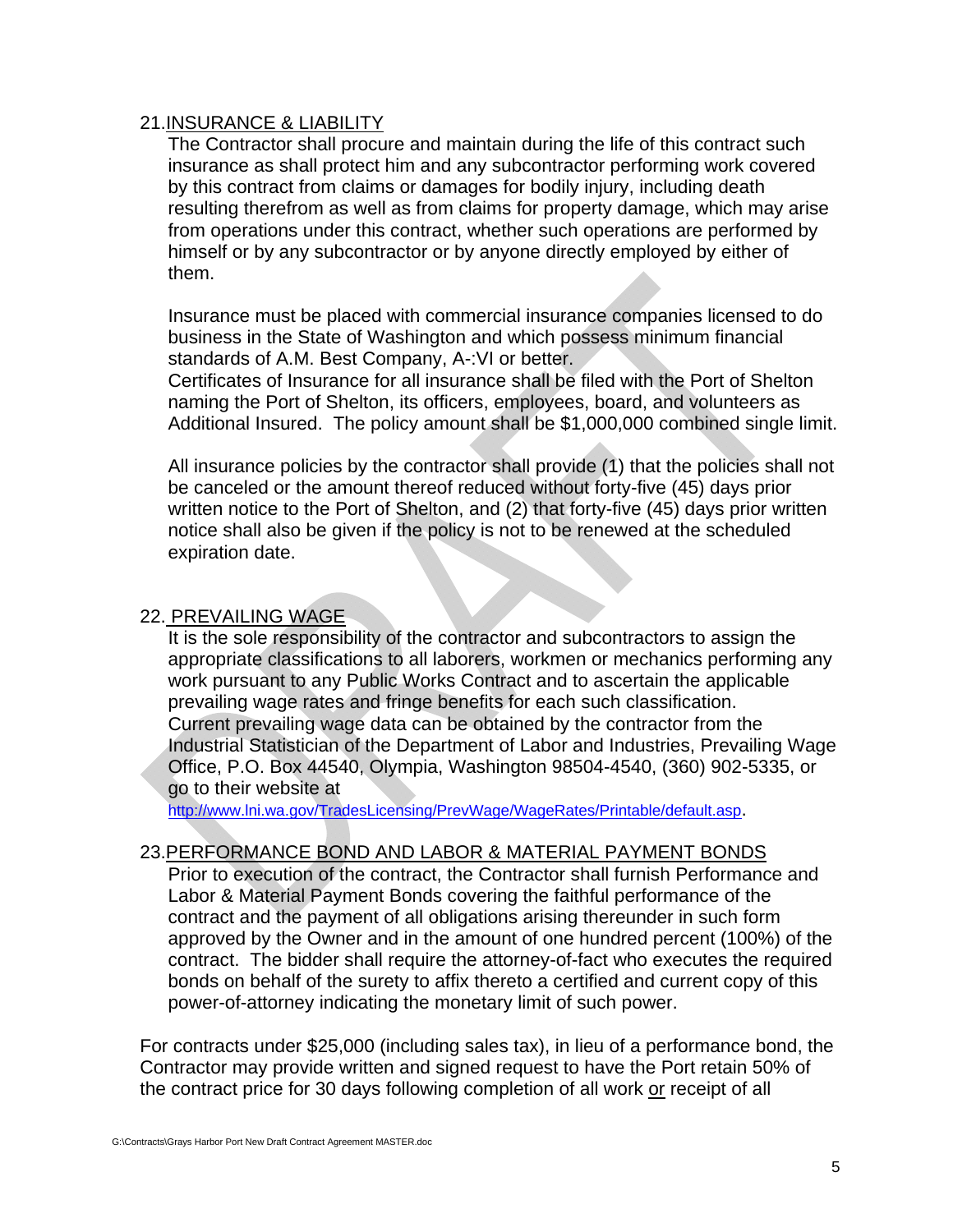21. <u>INSURANCE & LIABILITY</u>

The Contractor shall procure and maintain during the life of this contract such insurance as shall protect him and any subcontractor performing work covered by this contract from claims or damages for bodily injury, including death resulting therefrom as well as from claims for property damage, which may arise from operations under this contract, whether such operations are performed by himself or by any subcontractor or by anyone directly employed by either of them.

Insurance must be placed with commercial insurance companies licensed to do business in the State of Washington and which possess minimum financial standards of A.M. Best Company, A-:VI or better.
Certificates of Insurance for all insurance shall be filed with the Port of Shelton naming the Port of Shelton, its officers, employees, board, and volunteers as Additional Insured. The policy amount shall be $1,000,000 combined single limit.

All insurance policies by the contractor shall provide (1) that the policies shall not be canceled or the amount thereof reduced without forty-five (45) days prior written notice to the Port of Shelton, and (2) that forty-five (45) days prior written notice shall also be given if the policy is not to be renewed at the scheduled expiration date.

22. <u>PREVAILING WAGE</u>

It is the sole responsibility of the contractor and subcontractors to assign the appropriate classifications to all laborers, workmen or mechanics performing any work pursuant to any Public Works Contract and to ascertain the applicable prevailing wage rates and fringe benefits for each such classification.
Current prevailing wage data can be obtained by the contractor from the Industrial Statistician of the Department of Labor and Industries, Prevailing Wage Office, P.O. Box 44540, Olympia, Washington 98504-4540, (360) 902-5335, or go to their website at
http://www.lni.wa.gov/TradesLicensing/PrevWage/WageRates/Printable/default.asp.

23. <u>PERFORMANCE BOND AND LABOR & MATERIAL PAYMENT BONDS</u>

Prior to execution of the contract, the Contractor shall furnish Performance and Labor & Material Payment Bonds covering the faithful performance of the contract and the payment of all obligations arising thereunder in such form approved by the Owner and in the amount of one hundred percent (100%) of the contract. The bidder shall require the attorney-of-fact who executes the required bonds on behalf of the surety to affix thereto a certified and current copy of this power-of-attorney indicating the monetary limit of such power.

For contracts under $25,000 (including sales tax), in lieu of a performance bond, the Contractor may provide written and signed request to have the Port retain 50% of the contract price for 30 days following completion of all work <u>or</u> receipt of all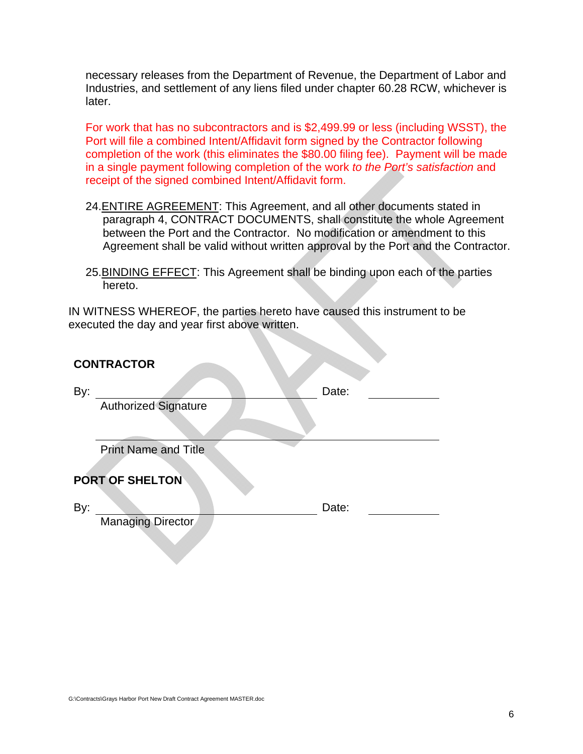necessary releases from the Department of Revenue, the Department of Labor and Industries, and settlement of any liens filed under chapter 60.28 RCW, whichever is later.

For work that has no subcontractors and is $2,499.99 or less (including WSST), the Port will file a combined Intent/Affidavit form signed by the Contractor following completion of the work (this eliminates the $80.00 filing fee). Payment will be made in a single payment following completion of the work *to the Port's satisfaction* and receipt of the signed combined Intent/Affidavit form.

24. ENTIRE AGREEMENT: This Agreement, and all other documents stated in paragraph 4, CONTRACT DOCUMENTS, shall constitute the whole Agreement between the Port and the Contractor. No modification or amendment to this Agreement shall be valid without written approval by the Port and the Contractor.

25. BINDING EFFECT: This Agreement shall be binding upon each of the parties hereto.

IN WITNESS WHEREOF, the parties hereto have caused this instrument to be executed the day and year first above written.

**CONTRACTOR**

By: \_\_\_\_\_\_\_\_\_\_\_\_\_\_\_\_\_\_\_\_\_\_\_\_\_\_\_\_\_\_ Date: \_\_\_\_\_\_\_\_\_\_

Authorized Signature

\_\_\_\_\_\_\_\_\_\_\_\_\_\_\_\_\_\_\_\_\_\_\_\_\_\_\_\_\_\_\_\_\_\_\_\_\_\_\_\_

Print Name and Title

**PORT OF SHELTON**

By: \_\_\_\_\_\_\_\_\_\_\_\_\_\_\_\_\_\_\_\_\_\_\_\_\_\_\_\_\_\_ Date: \_\_\_\_\_\_\_\_\_\_

Managing Director

G:\Contracts\Grays Harbor Port New Draft Contract Agreement MASTER.doc